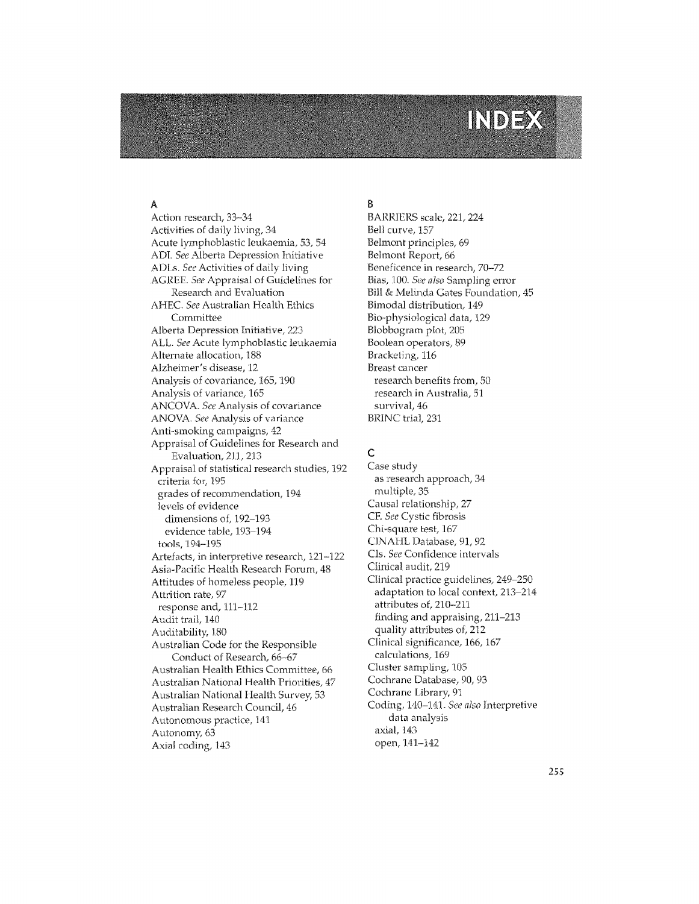# INDEX

## A

Action research, 33–34
Activities of daily living, 34
Acute lymphoblastic leukaemia, 53, 54
ADI. *See* Alberta Depression Initiative
ADLs. *See* Activities of daily living
AGREE. *See* Appraisal of Guidelines for Research and Evaluation
AHEC. *See* Australian Health Ethics Committee
Alberta Depression Initiative, 223
ALL. *See* Acute lymphoblastic leukaemia
Alternate allocation, 188
Alzheimer's disease, 12
Analysis of covariance, 165, 190
Analysis of variance, 165
ANCOVA. *See* Analysis of covariance
ANOVA. *See* Analysis of variance
Anti-smoking campaigns, 42
Appraisal of Guidelines for Research and Evaluation, 211, 213
Appraisal of statistical research studies, 192
- criteria for, 195
- grades of recommendation, 194
- levels of evidence
  - dimensions of, 192–193
  - evidence table, 193–194
- tools, 194–195

Artefacts, in interpretive research, 121–122
Asia-Pacific Health Research Forum, 48
Attitudes of homeless people, 119
Attrition rate, 97
- response and, 111–112

Audit trail, 140
Auditability, 180
Australian Code for the Responsible Conduct of Research, 66–67
Australian Health Ethics Committee, 66
Australian National Health Priorities, 47
Australian National Health Survey, 53
Australian Research Council, 46
Autonomous practice, 141
Autonomy, 63
Axial coding, 143

## B

BARRIERS scale, 221, 224
Bell curve, 157
Belmont principles, 69
Belmont Report, 66
Beneficence in research, 70–72
Bias, 100. *See also* Sampling error
Bill & Melinda Gates Foundation, 45
Bimodal distribution, 149
Bio-physiological data, 129
Blobbogram plot, 205
Boolean operators, 89
Bracketing, 116
Breast cancer
- research benefits from, 50
- research in Australia, 51
- survival, 46

BRINC trial, 231

## C

Case study
- as research approach, 34
- multiple, 35

Causal relationship, 27
CF. *See* Cystic fibrosis
Chi-square test, 167
CINAHL Database, 91, 92
CIs. *See* Confidence intervals
Clinical audit, 219
Clinical practice guidelines, 249–250
- adaptation to local context, 213–214
- attributes of, 210–211
- finding and appraising, 211–213
- quality attributes of, 212

Clinical significance, 166, 167
- calculations, 169

Cluster sampling, 105
Cochrane Database, 90, 93
Cochrane Library, 91
Coding, 140–141. *See also* Interpretive data analysis
- axial, 143
- open, 141–142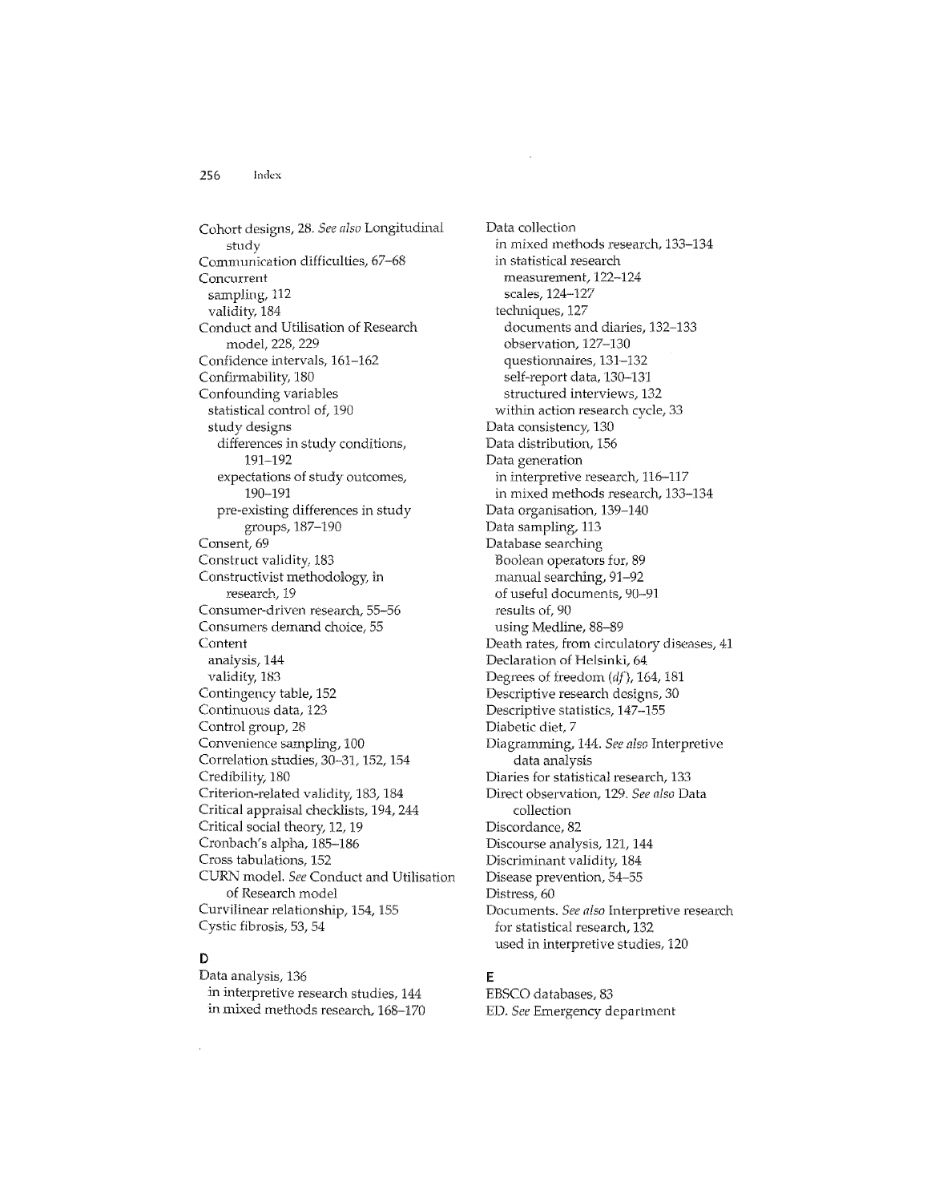Cohort designs, 28. *See also* Longitudinal study
Communication difficulties, 67–68
Concurrent
  sampling, 112
  validity, 184
Conduct and Utilisation of Research model, 228, 229
Confidence intervals, 161–162
Confirmability, 180
Confounding variables
  statistical control of, 190
  study designs
    differences in study conditions, 191–192
    expectations of study outcomes, 190–191
    pre-existing differences in study groups, 187–190
Consent, 69
Construct validity, 183
Constructivist methodology, in research, 19
Consumer-driven research, 55–56
Consumers demand choice, 55
Content
  analysis, 144
  validity, 183
Contingency table, 152
Continuous data, 123
Control group, 28
Convenience sampling, 100
Correlation studies, 30–31, 152, 154
Credibility, 180
Criterion-related validity, 183, 184
Critical appraisal checklists, 194, 244
Critical social theory, 12, 19
Cronbach's alpha, 185–186
Cross tabulations, 152
CURN model. *See* Conduct and Utilisation of Research model
Curvilinear relationship, 154, 155
Cystic fibrosis, 53, 54

## D

Data analysis, 136
  in interpretive research studies, 144
  in mixed methods research, 168–170
Data collection
  in mixed methods research, 133–134
  in statistical research
    measurement, 122–124
    scales, 124–127
  techniques, 127
    documents and diaries, 132–133
    observation, 127–130
    questionnaires, 131–132
    self-report data, 130–131
    structured interviews, 132
  within action research cycle, 33
Data consistency, 130
Data distribution, 156
Data generation
  in interpretive research, 116–117
  in mixed methods research, 133–134
Data organisation, 139–140
Data sampling, 113
Database searching
  Boolean operators for, 89
  manual searching, 91–92
  of useful documents, 90–91
  results of, 90
  using Medline, 88–89
Death rates, from circulatory diseases, 41
Declaration of Helsinki, 64
Degrees of freedom (*df*), 164, 181
Descriptive research designs, 30
Descriptive statistics, 147–155
Diabetic diet, 7
Diagramming, 144. *See also* Interpretive data analysis
Diaries for statistical research, 133
Direct observation, 129. *See also* Data collection
Discordance, 82
Discourse analysis, 121, 144
Discriminant validity, 184
Disease prevention, 54–55
Distress, 60
Documents. *See also* Interpretive research
  for statistical research, 132
  used in interpretive studies, 120

## E

EBSCO databases, 83
ED. *See* Emergency department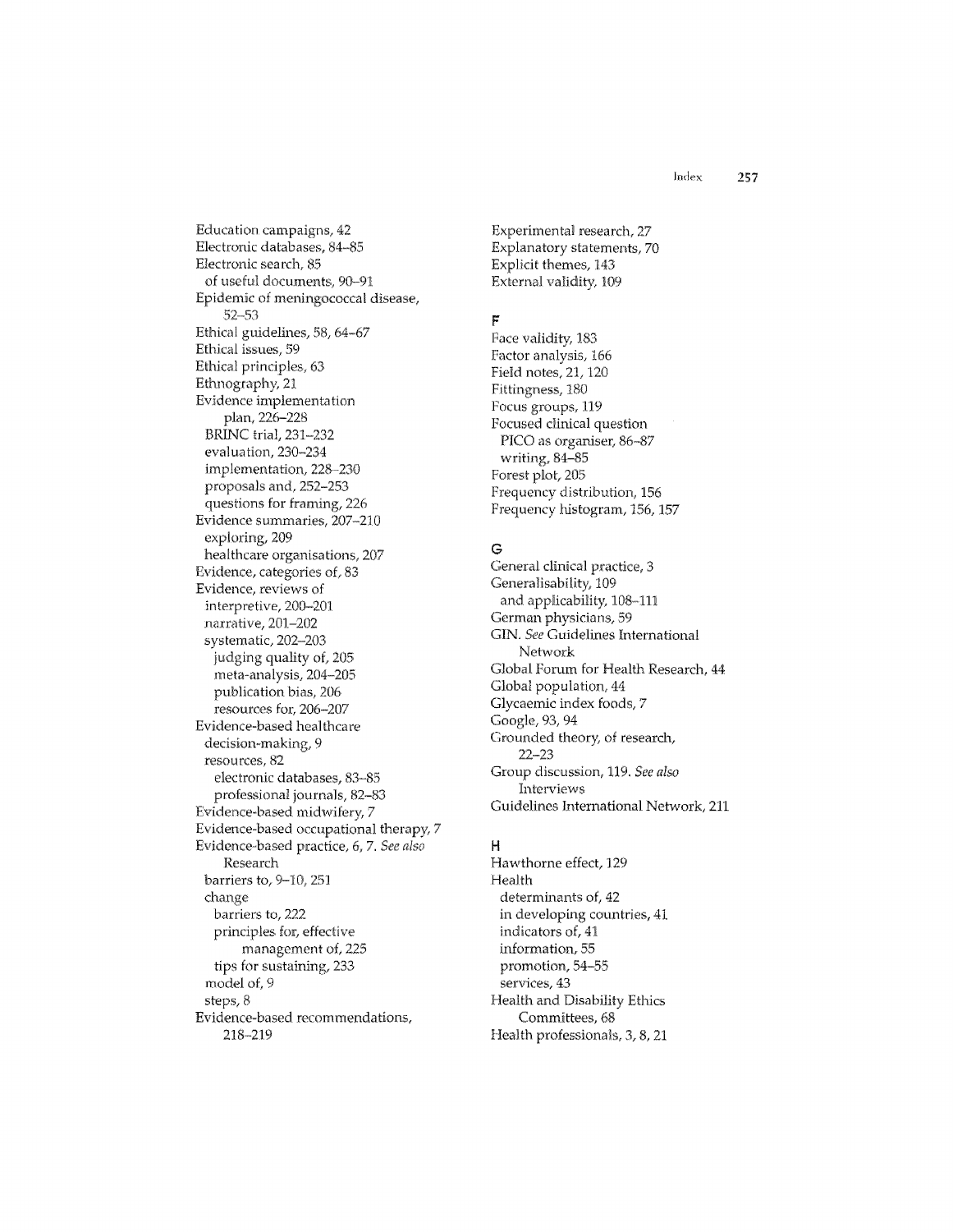Education campaigns, 42
Electronic databases, 84–85
Electronic search, 85
  of useful documents, 90–91
Epidemic of meningococcal disease, 52–53
Ethical guidelines, 58, 64–67
Ethical issues, 59
Ethical principles, 63
Ethnography, 21
Evidence implementation plan, 226–228
  BRINC trial, 231–232
  evaluation, 230–234
  implementation, 228–230
  proposals and, 252–253
  questions for framing, 226
Evidence summaries, 207–210
  exploring, 209
  healthcare organisations, 207
Evidence, categories of, 83
Evidence, reviews of
  interpretive, 200–201
  narrative, 201–202
  systematic, 202–203
    judging quality of, 205
    meta-analysis, 204–205
    publication bias, 206
    resources for, 206–207
Evidence-based healthcare
  decision-making, 9
  resources, 82
    electronic databases, 83–85
    professional journals, 82–83
Evidence-based midwifery, 7
Evidence-based occupational therapy, 7
Evidence-based practice, 6, 7. *See also* Research
  barriers to, 9–10, 251
  change
    barriers to, 222
    principles for, effective management of, 225
  tips for sustaining, 233
  model of, 9
  steps, 8
Evidence-based recommendations, 218–219
Experimental research, 27
Explanatory statements, 70
Explicit themes, 143
External validity, 109

## F

Face validity, 183
Factor analysis, 166
Field notes, 21, 120
Fittingness, 180
Focus groups, 119
Focused clinical question
  PICO as organiser, 86–87
  writing, 84–85
Forest plot, 205
Frequency distribution, 156
Frequency histogram, 156, 157

## G

General clinical practice, 3
Generalisability, 109
  and applicability, 108–111
German physicians, 59
GIN. *See* Guidelines International Network
Global Forum for Health Research, 44
Global population, 44
Glycaemic index foods, 7
Google, 93, 94
Grounded theory, of research, 22–23
Group discussion, 119. *See also* Interviews
Guidelines International Network, 211

## H

Hawthorne effect, 129
Health
  determinants of, 42
  in developing countries, 41
  indicators of, 41
  information, 55
  promotion, 54–55
  services, 43
Health and Disability Ethics Committees, 68
Health professionals, 3, 8, 21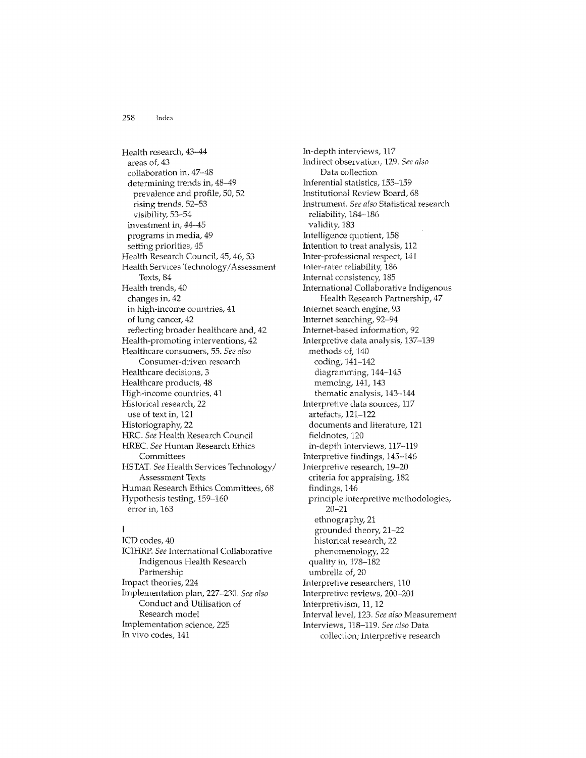Health research, 43–44
  areas of, 43
  collaboration in, 47–48
  determining trends in, 48–49
    prevalence and profile, 50, 52
    rising trends, 52–53
    visibility, 53–54
  investment in, 44–45
  programs in media, 49
  setting priorities, 45
Health Research Council, 45, 46, 53
Health Services Technology/Assessment Texts, 84
Health trends, 40
  changes in, 42
  in high-income countries, 41
  of lung cancer, 42
  reflecting broader healthcare and, 42
Health-promoting interventions, 42
Healthcare consumers, 55. *See also* Consumer-driven research
Healthcare decisions, 3
Healthcare products, 48
High-income countries, 41
Historical research, 22
  use of text in, 121
Historiography, 22
HRC. *See* Health Research Council
HREC. *See* Human Research Ethics Committees
HSTAT. *See* Health Services Technology/Assessment Texts
Human Research Ethics Committees, 68
Hypothesis testing, 159–160
  error in, 163

## I

ICD codes, 40
ICIHRP. *See* International Collaborative Indigenous Health Research Partnership
Impact theories, 224
Implementation plan, 227–230. *See also* Conduct and Utilisation of Research model
Implementation science, 225
In vivo codes, 141
In-depth interviews, 117
Indirect observation, 129. *See also* Data collection
Inferential statistics, 155–159
Institutional Review Board, 68
Instrument. *See also* Statistical research
  reliability, 184–186
  validity, 183
Intelligence quotient, 158
Intention to treat analysis, 112
Inter-professional respect, 141
Inter-rater reliability, 186
Internal consistency, 185
International Collaborative Indigenous Health Research Partnership, 47
Internet search engine, 93
Internet searching, 92–94
Internet-based information, 92
Interpretive data analysis, 137–139
  methods of, 140
    coding, 141–142
    diagramming, 144–145
    memoing, 141, 143
    thematic analysis, 143–144
Interpretive data sources, 117
  artefacts, 121–122
  documents and literature, 121
  fieldnotes, 120
  in-depth interviews, 117–119
Interpretive findings, 145–146
Interpretive research, 19–20
  criteria for appraising, 182
  findings, 146
  principle interpretive methodologies, 20–21
    ethnography, 21
    grounded theory, 21–22
    historical research, 22
    phenomenology, 22
  quality in, 178–182
  umbrella of, 20
Interpretive researchers, 110
Interpretive reviews, 200–201
Interpretivism, 11, 12
Interval level, 123. *See also* Measurement
Interviews, 118–119. *See also* Data collection; Interpretive research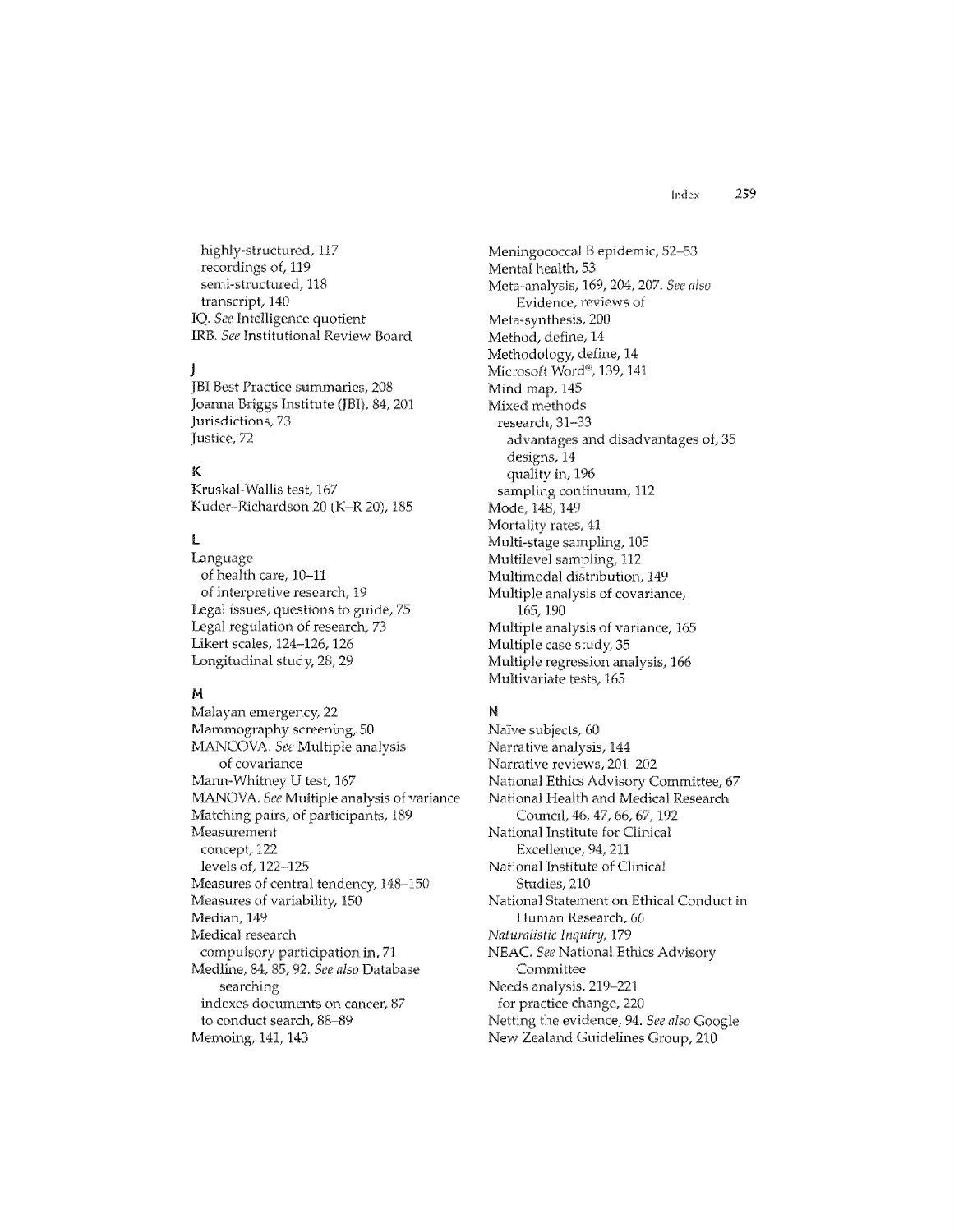highly-structured, 117
  recordings of, 119
  semi-structured, 118
  transcript, 140
IQ. *See* Intelligence quotient
IRB. *See* Institutional Review Board

## J

JBI Best Practice summaries, 208
Joanna Briggs Institute (JBI), 84, 201
Jurisdictions, 73
Justice, 72

## K

Kruskal-Wallis test, 167
Kuder–Richardson 20 (K–R 20), 185

## L

Language
  of health care, 10–11
  of interpretive research, 19
Legal issues, questions to guide, 75
Legal regulation of research, 73
Likert scales, 124–126, 126
Longitudinal study, 28, 29

## M

Malayan emergency, 22
Mammography screening, 50
MANCOVA. *See* Multiple analysis of covariance
Mann-Whitney U test, 167
MANOVA. *See* Multiple analysis of variance
Matching pairs, of participants, 189
Measurement
  concept, 122
  levels of, 122–125
Measures of central tendency, 148–150
Measures of variability, 150
Median, 149
Medical research
  compulsory participation in, 71
Medline, 84, 85, 92. *See also* Database searching
  indexes documents on cancer, 87
  to conduct search, 88–89
Memoing, 141, 143
Meningococcal B epidemic, 52–53
Mental health, 53
Meta-analysis, 169, 204, 207. *See also* Evidence, reviews of
Meta-synthesis, 200
Method, define, 14
Methodology, define, 14
Microsoft Word®, 139, 141
Mind map, 145
Mixed methods
  research, 31–33
    advantages and disadvantages of, 35
    designs, 14
    quality in, 196
  sampling continuum, 112
Mode, 148, 149
Mortality rates, 41
Multi-stage sampling, 105
Multilevel sampling, 112
Multimodal distribution, 149
Multiple analysis of covariance, 165, 190
Multiple analysis of variance, 165
Multiple case study, 35
Multiple regression analysis, 166
Multivariate tests, 165

## N

Naïve subjects, 60
Narrative analysis, 144
Narrative reviews, 201–202
National Ethics Advisory Committee, 67
National Health and Medical Research Council, 46, 47, 66, 67, 192
National Institute for Clinical Excellence, 94, 211
National Institute of Clinical Studies, 210
National Statement on Ethical Conduct in Human Research, 66
*Naturalistic Inquiry*, 179
NEAC. *See* National Ethics Advisory Committee
Needs analysis, 219–221
  for practice change, 220
Netting the evidence, 94. *See also* Google
New Zealand Guidelines Group, 210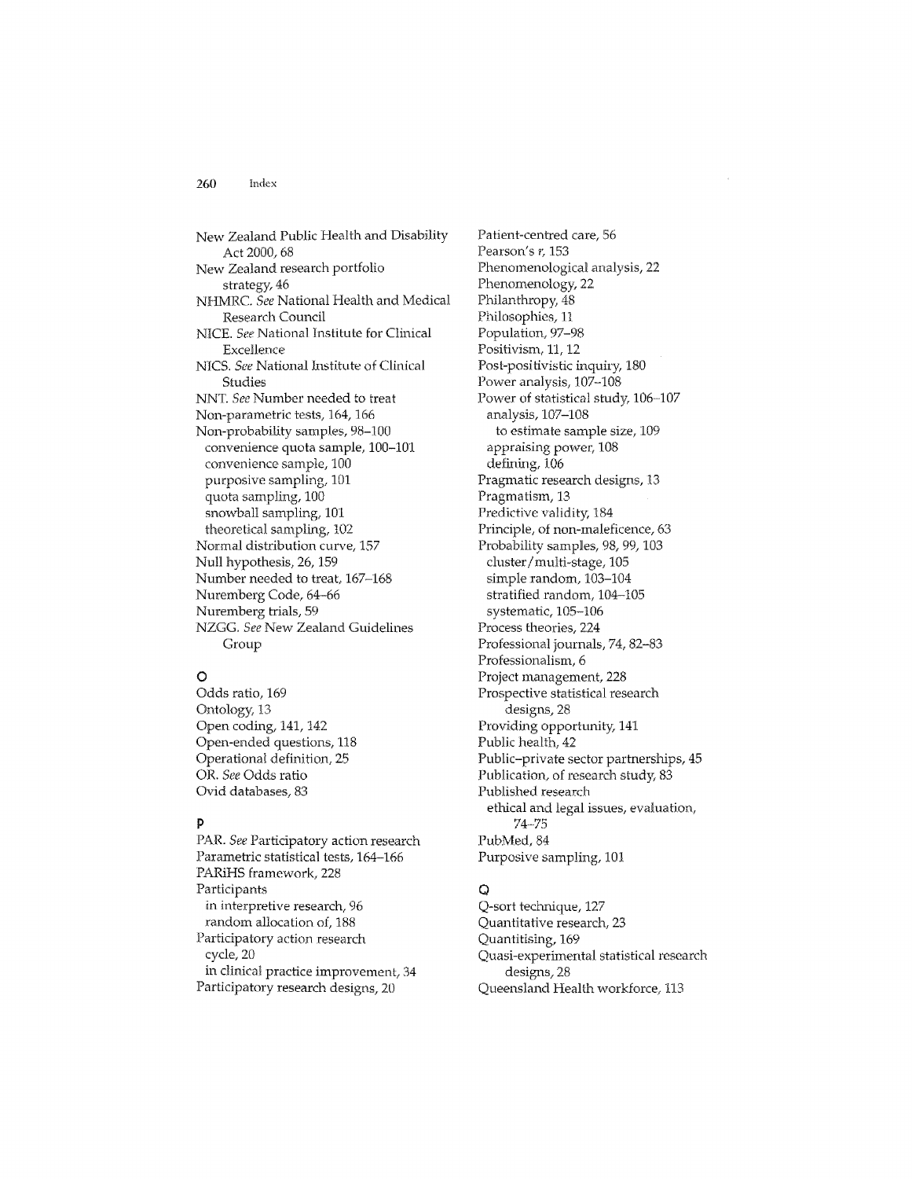New Zealand Public Health and Disability Act 2000, 68
New Zealand research portfolio strategy, 46
NHMRC. *See* National Health and Medical Research Council
NICE. *See* National Institute for Clinical Excellence
NICS. *See* National Institute of Clinical Studies
NNT. *See* Number needed to treat
Non-parametric tests, 164, 166
Non-probability samples, 98–100
  convenience quota sample, 100–101
  convenience sample, 100
  purposive sampling, 101
  quota sampling, 100
  snowball sampling, 101
  theoretical sampling, 102
Normal distribution curve, 157
Null hypothesis, 26, 159
Number needed to treat, 167–168
Nuremberg Code, 64–66
Nuremberg trials, 59
NZGG. *See* New Zealand Guidelines Group

## O

Odds ratio, 169
Ontology, 13
Open coding, 141, 142
Open-ended questions, 118
Operational definition, 25
OR. *See* Odds ratio
Ovid databases, 83

## P

PAR. *See* Participatory action research
Parametric statistical tests, 164–166
PARiHS framework, 228
Participants
  in interpretive research, 96
  random allocation of, 188
Participatory action research
  cycle, 20
  in clinical practice improvement, 34
Participatory research designs, 20
Patient-centred care, 56
Pearson's *r*, 153
Phenomenological analysis, 22
Phenomenology, 22
Philanthropy, 48
Philosophies, 11
Population, 97–98
Positivism, 11, 12
Post-positivistic inquiry, 180
Power analysis, 107–108
Power of statistical study, 106–107
  analysis, 107–108
    to estimate sample size, 109
  appraising power, 108
  defining, 106
Pragmatic research designs, 13
Pragmatism, 13
Predictive validity, 184
Principle, of non-maleficence, 63
Probability samples, 98, 99, 103
  cluster/multi-stage, 105
  simple random, 103–104
  stratified random, 104–105
  systematic, 105–106
Process theories, 224
Professional journals, 74, 82–83
Professionalism, 6
Project management, 228
Prospective statistical research designs, 28
Providing opportunity, 141
Public health, 42
Public–private sector partnerships, 45
Publication, of research study, 83
Published research
  ethical and legal issues, evaluation, 74–75
PubMed, 84
Purposive sampling, 101

## Q

Q-sort technique, 127
Quantitative research, 23
Quantitising, 169
Quasi-experimental statistical research designs, 28
Queensland Health workforce, 113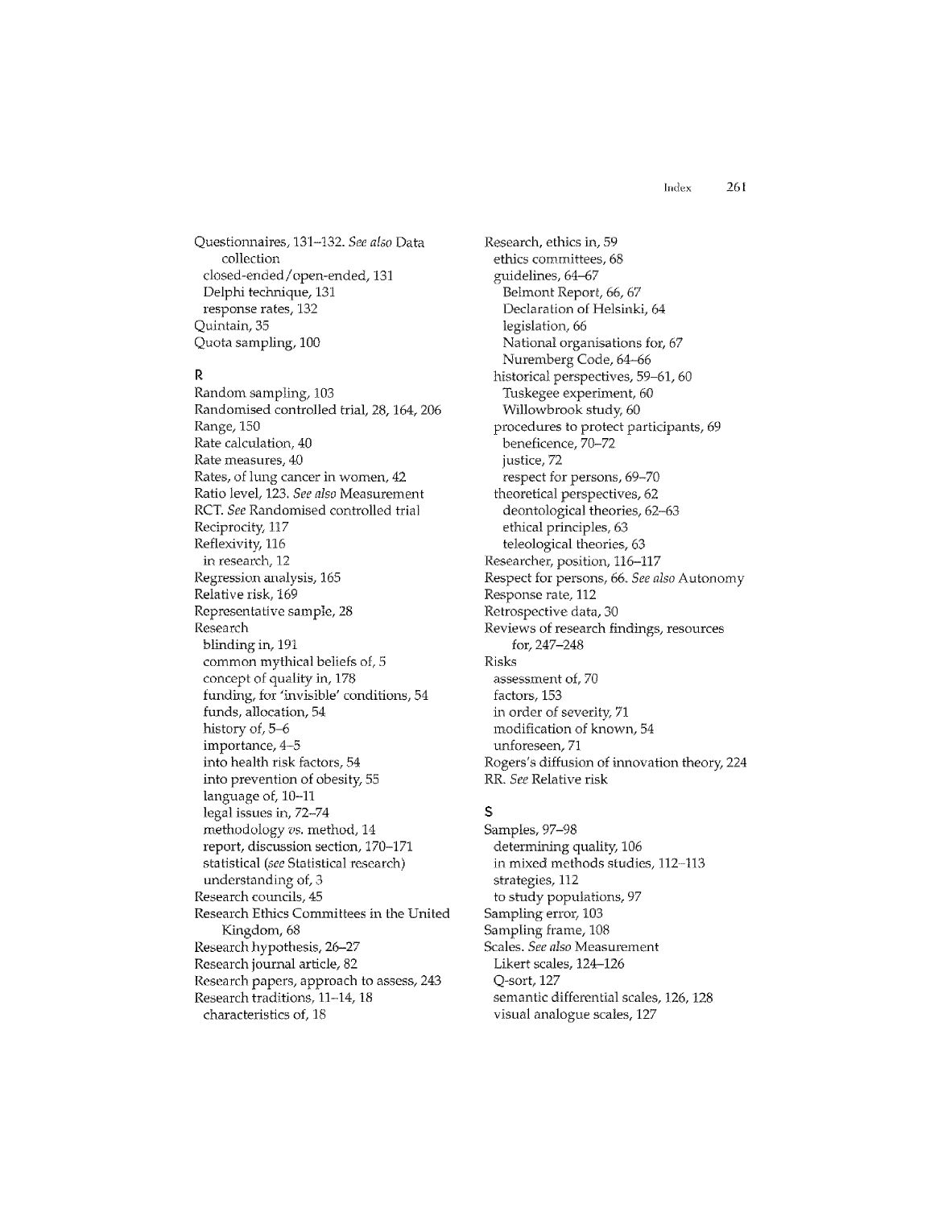Questionnaires, 131–132. *See also* Data collection
- closed-ended/open-ended, 131
- Delphi technique, 131
- response rates, 132

Quintain, 35
Quota sampling, 100

## R

Random sampling, 103
Randomised controlled trial, 28, 164, 206
Range, 150
Rate calculation, 40
Rate measures, 40
Rates, of lung cancer in women, 42
Ratio level, 123. *See also* Measurement
RCT. *See* Randomised controlled trial
Reciprocity, 117
Reflexivity, 116
- in research, 12

Regression analysis, 165
Relative risk, 169
Representative sample, 28
Research
- blinding in, 191
- common mythical beliefs of, 5
- concept of quality in, 178
- funding, for 'invisible' conditions, 54
- funds, allocation, 54
- history of, 5–6
- importance, 4–5
- into health risk factors, 54
- into prevention of obesity, 55
- language of, 10–11
- legal issues in, 72–74
- methodology *vs.* method, 14
- report, discussion section, 170–171
- statistical (*see* Statistical research)
- understanding of, 3

Research councils, 45
Research Ethics Committees in the United Kingdom, 68
Research hypothesis, 26–27
Research journal article, 82
Research papers, approach to assess, 243
Research traditions, 11–14, 18
- characteristics of, 18

Research, ethics in, 59
- ethics committees, 68
- guidelines, 64–67
  - Belmont Report, 66, 67
  - Declaration of Helsinki, 64
  - legislation, 66
  - National organisations for, 67
  - Nuremberg Code, 64–66
- historical perspectives, 59–61, 60
  - Tuskegee experiment, 60
  - Willowbrook study, 60
- procedures to protect participants, 69
  - beneficence, 70–72
  - justice, 72
  - respect for persons, 69–70
- theoretical perspectives, 62
  - deontological theories, 62–63
  - ethical principles, 63
  - teleological theories, 63

Researcher, position, 116–117
Respect for persons, 66. *See also* Autonomy
Response rate, 112
Retrospective data, 30
Reviews of research findings, resources for, 247–248
Risks
- assessment of, 70
- factors, 153
- in order of severity, 71
- modification of known, 54
- unforeseen, 71

Rogers's diffusion of innovation theory, 224
RR. *See* Relative risk

## S

Samples, 97–98
- determining quality, 106
- in mixed methods studies, 112–113
- strategies, 112
- to study populations, 97

Sampling error, 103
Sampling frame, 108
Scales. *See also* Measurement
- Likert scales, 124–126
- Q-sort, 127
- semantic differential scales, 126, 128
- visual analogue scales, 127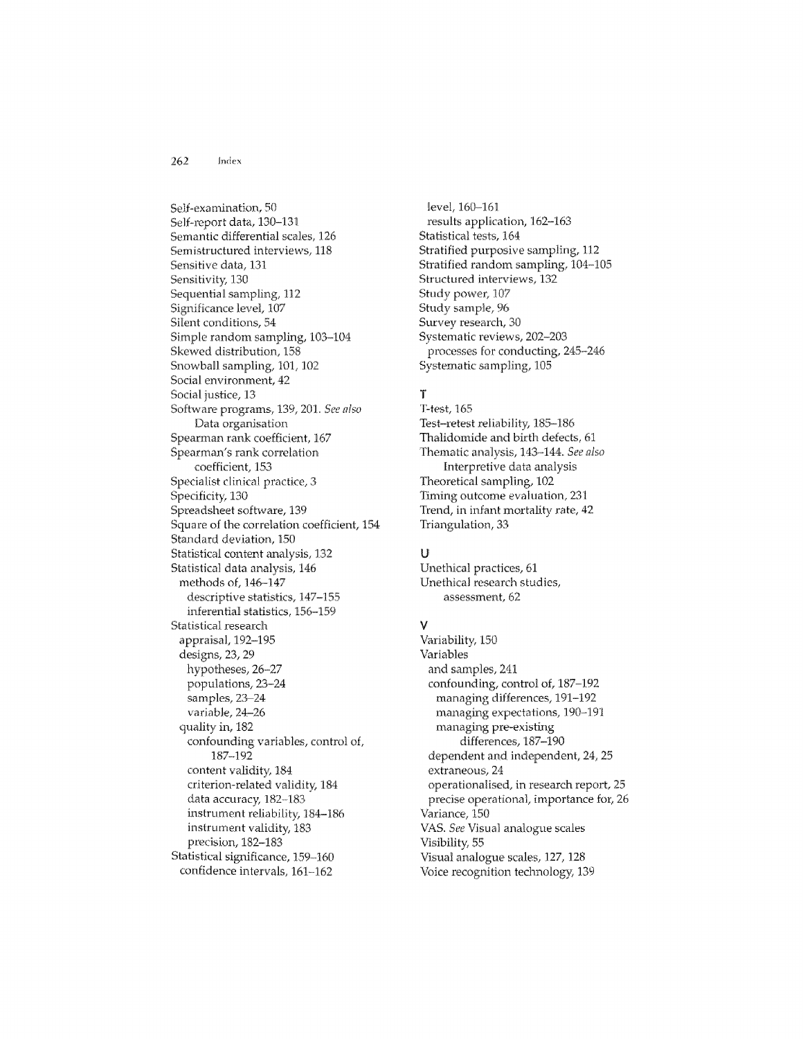Self-examination, 50
Self-report data, 130–131
Semantic differential scales, 126
Semistructured interviews, 118
Sensitive data, 131
Sensitivity, 130
Sequential sampling, 112
Significance level, 107
Silent conditions, 54
Simple random sampling, 103–104
Skewed distribution, 158
Snowball sampling, 101, 102
Social environment, 42
Social justice, 13
Software programs, 139, 201. *See also* Data organisation
Spearman rank coefficient, 167
Spearman's rank correlation coefficient, 153
Specialist clinical practice, 3
Specificity, 130
Spreadsheet software, 139
Square of the correlation coefficient, 154
Standard deviation, 150
Statistical content analysis, 132
Statistical data analysis, 146
- methods of, 146–147
  - descriptive statistics, 147–155
  - inferential statistics, 156–159

Statistical research
- appraisal, 192–195
- designs, 23, 29
  - hypotheses, 26–27
  - populations, 23–24
  - samples, 23–24
  - variable, 24–26
- quality in, 182
  - confounding variables, control of, 187–192
  - content validity, 184
  - criterion-related validity, 184
  - data accuracy, 182–183
  - instrument reliability, 184–186
  - instrument validity, 183
  - precision, 182–183

Statistical significance, 159–160
- confidence intervals, 161–162
- level, 160–161
- results application, 162–163

Statistical tests, 164
Stratified purposive sampling, 112
Stratified random sampling, 104–105
Structured interviews, 132
Study power, 107
Study sample, 96
Survey research, 30
Systematic reviews, 202–203
- processes for conducting, 245–246

Systematic sampling, 105

## T

T-test, 165
Test–retest reliability, 185–186
Thalidomide and birth defects, 61
Thematic analysis, 143–144. *See also* Interpretive data analysis
Theoretical sampling, 102
Timing outcome evaluation, 231
Trend, in infant mortality rate, 42
Triangulation, 33

## U

Unethical practices, 61
Unethical research studies, assessment, 62

## V

Variability, 150
Variables
- and samples, 241
- confounding, control of, 187–192
  - managing differences, 191–192
  - managing expectations, 190–191
  - managing pre-existing differences, 187–190
- dependent and independent, 24, 25
- extraneous, 24
- operationalised, in research report, 25
- precise operational, importance for, 26

Variance, 150
VAS. *See* Visual analogue scales
Visibility, 55
Visual analogue scales, 127, 128
Voice recognition technology, 139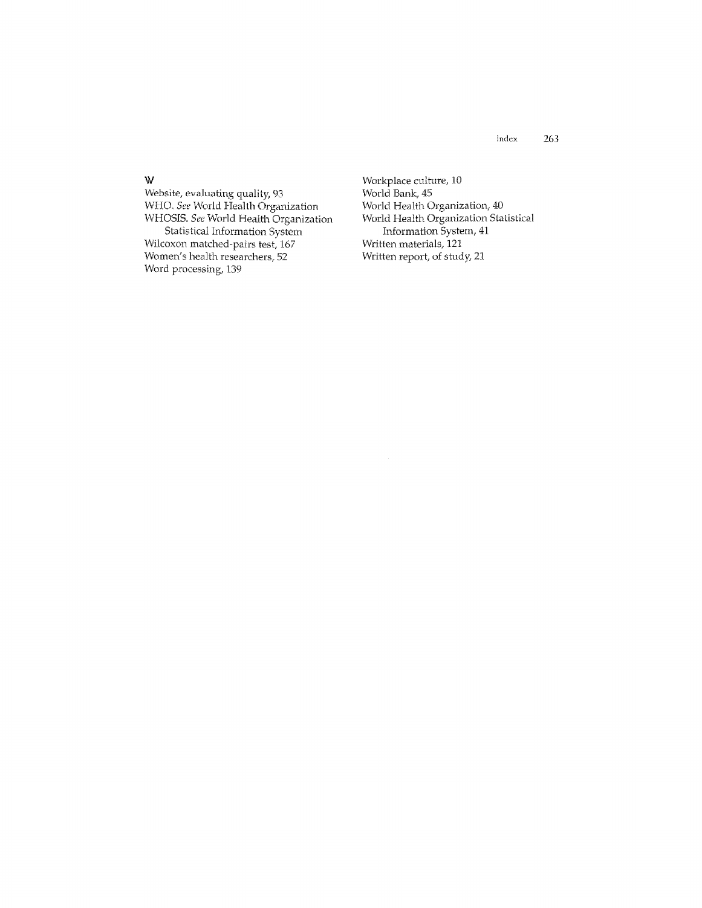## W

Website, evaluating quality, 93
WHO. *See* World Health Organization
WHOSIS. *See* World Health Organization
  Statistical Information System
Wilcoxon matched-pairs test, 167
Women's health researchers, 52
Word processing, 139
Workplace culture, 10
World Bank, 45
World Health Organization, 40
World Health Organization Statistical
  Information System, 41
Written materials, 121
Written report, of study, 21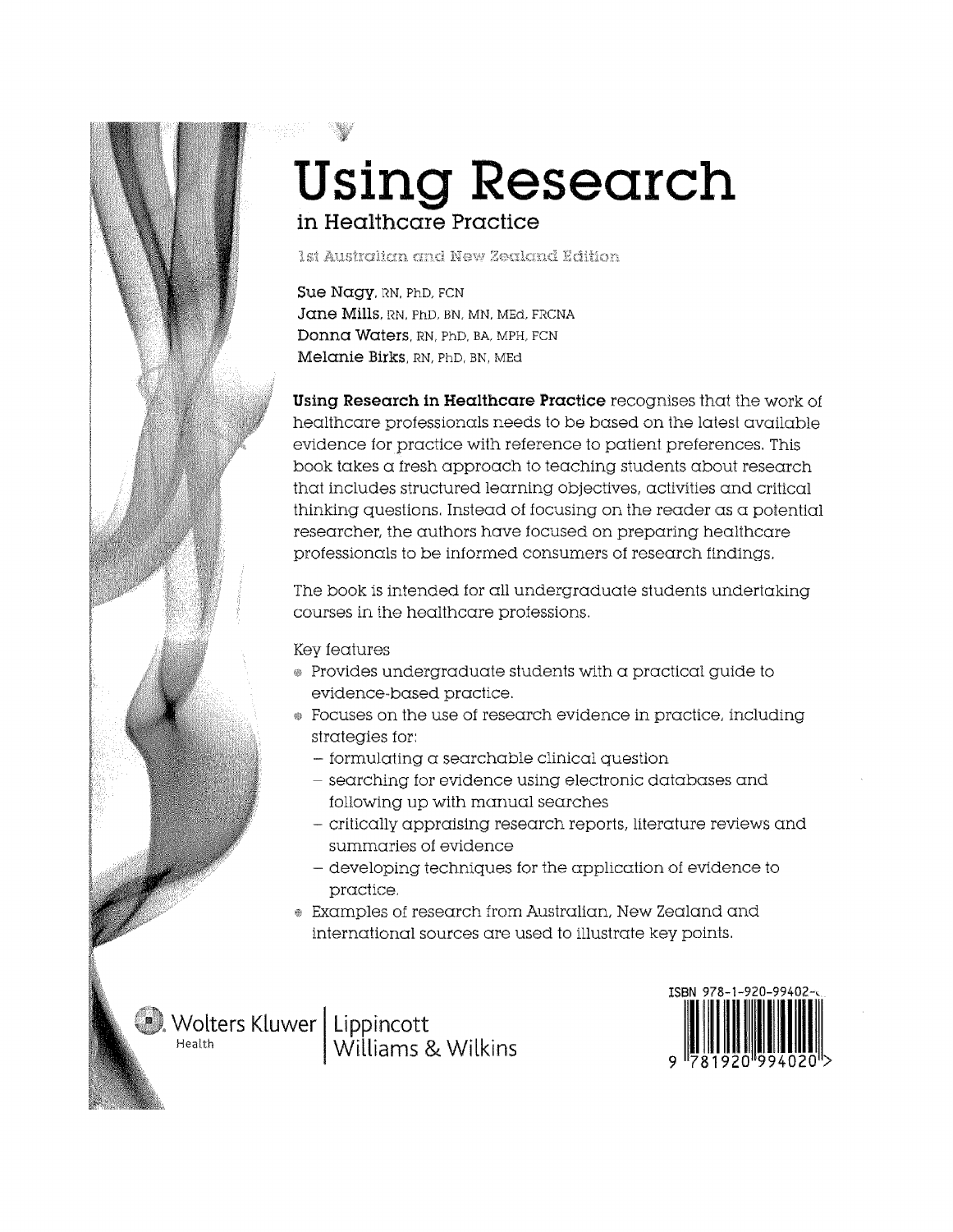# Using Research

## in Healthcare Practice

1st Australian and New Zealand Edition

**Sue Nagy**, RN, PhD, FCN
**Jane Mills**, RN, PhD, BN, MN, MEd, FRCNA
**Donna Waters**, RN, PhD, BA, MPH, FCN
**Melanie Birks**, RN, PhD, BN, MEd

**Using Research in Healthcare Practice** recognises that the work of healthcare professionals needs to be based on the latest available evidence for practice with reference to patient preferences. This book takes a fresh approach to teaching students about research that includes structured learning objectives, activities and critical thinking questions. Instead of focusing on the reader as a potential researcher, the authors have focused on preparing healthcare professionals to be informed consumers of research findings.

The book is intended for all undergraduate students undertaking courses in the healthcare professions.

Key features

- Provides undergraduate students with a practical guide to evidence-based practice.
- Focuses on the use of research evidence in practice, including strategies for:
  - formulating a searchable clinical question
  - searching for evidence using electronic databases and following up with manual searches
  - critically appraising research reports, literature reviews and summaries of evidence
  - developing techniques for the application of evidence to practice.
- Examples of research from Australian, New Zealand and international sources are used to illustrate key points.

Wolters Kluwer Health | Lippincott Williams & Wilkins

ISBN 978-1-920-99402-0

9 781920 994020